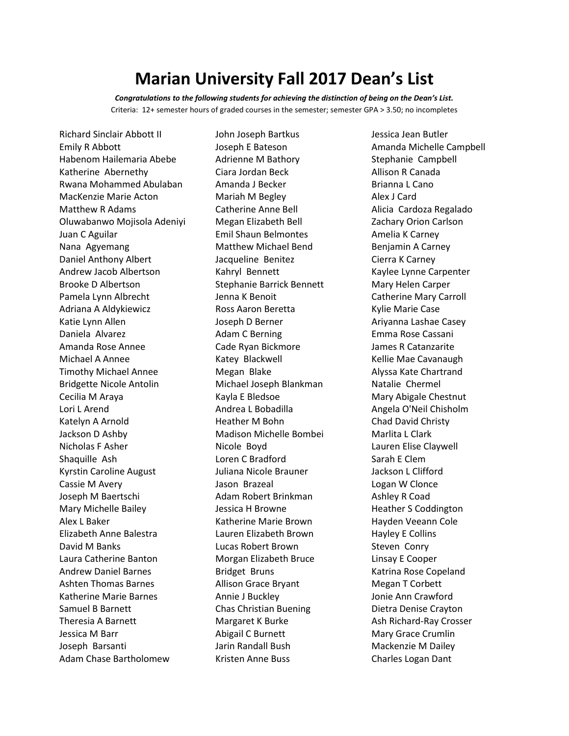# Marian University Fall 2017 Dean's List

***Congratulations to the following students for achieving the distinction of being on the Dean's List.***

Criteria: 12+ semester hours of graded courses in the semester; semester GPA > 3.50; no incompletes

Richard Sinclair Abbott II
Emily R Abbott
Habenom Hailemaria Abebe
Katherine Abernethy
Rwana Mohammed Abulaban
MacKenzie Marie Acton
Matthew R Adams
Oluwabanwo Mojisola Adeniyi
Juan C Aguilar
Nana Agyemang
Daniel Anthony Albert
Andrew Jacob Albertson
Brooke D Albertson
Pamela Lynn Albrecht
Adriana A Aldykiewicz
Katie Lynn Allen
Daniela Alvarez
Amanda Rose Annee
Michael A Annee
Timothy Michael Annee
Bridgette Nicole Antolin
Cecilia M Araya
Lori L Arend
Katelyn A Arnold
Jackson D Ashby
Nicholas F Asher
Shaquille Ash
Kyrstin Caroline August
Cassie M Avery
Joseph M Baertschi
Mary Michelle Bailey
Alex L Baker
Elizabeth Anne Balestra
David M Banks
Laura Catherine Banton
Andrew Daniel Barnes
Ashten Thomas Barnes
Katherine Marie Barnes
Samuel B Barnett
Theresia A Barnett
Jessica M Barr
Joseph Barsanti
Adam Chase Bartholomew
John Joseph Bartkus
Joseph E Bateson
Adrienne M Bathory
Ciara Jordan Beck
Amanda J Becker
Mariah M Begley
Catherine Anne Bell
Megan Elizabeth Bell
Emil Shaun Belmontes
Matthew Michael Bend
Jacqueline Benitez
Kahryl Bennett
Stephanie Barrick Bennett
Jenna K Benoit
Ross Aaron Beretta
Joseph D Berner
Adam C Berning
Cade Ryan Bickmore
Katey Blackwell
Megan Blake
Michael Joseph Blankman
Kayla E Bledsoe
Andrea L Bobadilla
Heather M Bohn
Madison Michelle Bombei
Nicole Boyd
Loren C Bradford
Juliana Nicole Brauner
Jason Brazeal
Adam Robert Brinkman
Jessica H Browne
Katherine Marie Brown
Lauren Elizabeth Brown
Lucas Robert Brown
Morgan Elizabeth Bruce
Bridget Bruns
Allison Grace Bryant
Annie J Buckley
Chas Christian Buening
Margaret K Burke
Abigail C Burnett
Jarin Randall Bush
Kristen Anne Buss
Jessica Jean Butler
Amanda Michelle Campbell
Stephanie Campbell
Allison R Canada
Brianna L Cano
Alex J Card
Alicia Cardoza Regalado
Zachary Orion Carlson
Amelia K Carney
Benjamin A Carney
Cierra K Carney
Kaylee Lynne Carpenter
Mary Helen Carper
Catherine Mary Carroll
Kylie Marie Case
Ariyanna Lashae Casey
Emma Rose Cassani
James R Catanzarite
Kellie Mae Cavanaugh
Alyssa Kate Chartrand
Natalie Chermel
Mary Abigale Chestnut
Angela O'Neil Chisholm
Chad David Christy
Marlita L Clark
Lauren Elise Claywell
Sarah E Clem
Jackson L Clifford
Logan W Clonce
Ashley R Coad
Heather S Coddington
Hayden Veeann Cole
Hayley E Collins
Steven Conry
Linsay E Cooper
Katrina Rose Copeland
Megan T Corbett
Jonie Ann Crawford
Dietra Denise Crayton
Ash Richard-Ray Crosser
Mary Grace Crumlin
Mackenzie M Dailey
Charles Logan Dant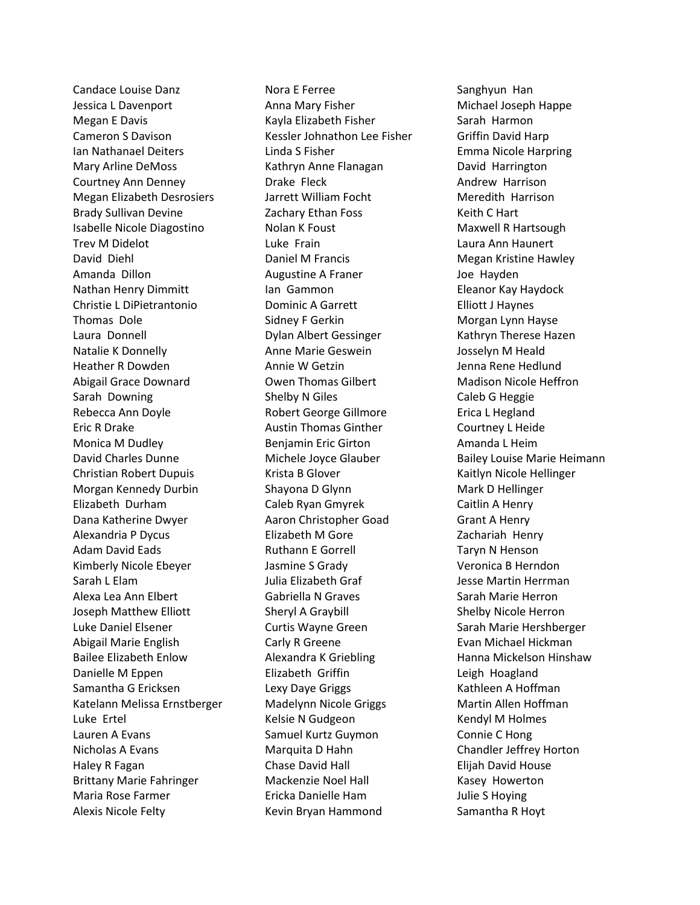Candace Louise Danz
Jessica L Davenport
Megan E Davis
Cameron S Davison
Ian Nathanael Deiters
Mary Arline DeMoss
Courtney Ann Denney
Megan Elizabeth Desrosiers
Brady Sullivan Devine
Isabelle Nicole Diagostino
Trev M Didelot
David Diehl
Amanda Dillon
Nathan Henry Dimmitt
Christie L DiPietrantonio
Thomas Dole
Laura Donnell
Natalie K Donnelly
Heather R Dowden
Abigail Grace Downard
Sarah Downing
Rebecca Ann Doyle
Eric R Drake
Monica M Dudley
David Charles Dunne
Christian Robert Dupuis
Morgan Kennedy Durbin
Elizabeth Durham
Dana Katherine Dwyer
Alexandria P Dycus
Adam David Eads
Kimberly Nicole Ebeyer
Sarah L Elam
Alexa Lea Ann Elbert
Joseph Matthew Elliott
Luke Daniel Elsener
Abigail Marie English
Bailee Elizabeth Enlow
Danielle M Eppen
Samantha G Ericksen
Katelann Melissa Ernstberger
Luke Ertel
Lauren A Evans
Nicholas A Evans
Haley R Fagan
Brittany Marie Fahringer
Maria Rose Farmer
Alexis Nicole Felty
Nora E Ferree
Anna Mary Fisher
Kayla Elizabeth Fisher
Kessler Johnathon Lee Fisher
Linda S Fisher
Kathryn Anne Flanagan
Drake Fleck
Jarrett William Focht
Zachary Ethan Foss
Nolan K Foust
Luke Frain
Daniel M Francis
Augustine A Franer
Ian Gammon
Dominic A Garrett
Sidney F Gerkin
Dylan Albert Gessinger
Anne Marie Geswein
Annie W Getzin
Owen Thomas Gilbert
Shelby N Giles
Robert George Gillmore
Austin Thomas Ginther
Benjamin Eric Girton
Michele Joyce Glauber
Krista B Glover
Shayona D Glynn
Caleb Ryan Gmyrek
Aaron Christopher Goad
Elizabeth M Gore
Ruthann E Gorrell
Jasmine S Grady
Julia Elizabeth Graf
Gabriella N Graves
Sheryl A Graybill
Curtis Wayne Green
Carly R Greene
Alexandra K Griebling
Elizabeth Griffin
Lexy Daye Griggs
Madelynn Nicole Griggs
Kelsie N Gudgeon
Samuel Kurtz Guymon
Marquita D Hahn
Chase David Hall
Mackenzie Noel Hall
Ericka Danielle Ham
Kevin Bryan Hammond
Sanghyun Han
Michael Joseph Happe
Sarah Harmon
Griffin David Harp
Emma Nicole Harpring
David Harrington
Andrew Harrison
Meredith Harrison
Keith C Hart
Maxwell R Hartsough
Laura Ann Haunert
Megan Kristine Hawley
Joe Hayden
Eleanor Kay Haydock
Elliott J Haynes
Morgan Lynn Hayse
Kathryn Therese Hazen
Josselyn M Heald
Jenna Rene Hedlund
Madison Nicole Heffron
Caleb G Heggie
Erica L Hegland
Courtney L Heide
Amanda L Heim
Bailey Louise Marie Heimann
Kaitlyn Nicole Hellinger
Mark D Hellinger
Caitlin A Henry
Grant A Henry
Zachariah Henry
Taryn N Henson
Veronica B Herndon
Jesse Martin Herrman
Sarah Marie Herron
Shelby Nicole Herron
Sarah Marie Hershberger
Evan Michael Hickman
Hanna Mickelson Hinshaw
Leigh Hoagland
Kathleen A Hoffman
Martin Allen Hoffman
Kendyl M Holmes
Connie C Hong
Chandler Jeffrey Horton
Elijah David House
Kasey Howerton
Julie S Hoying
Samantha R Hoyt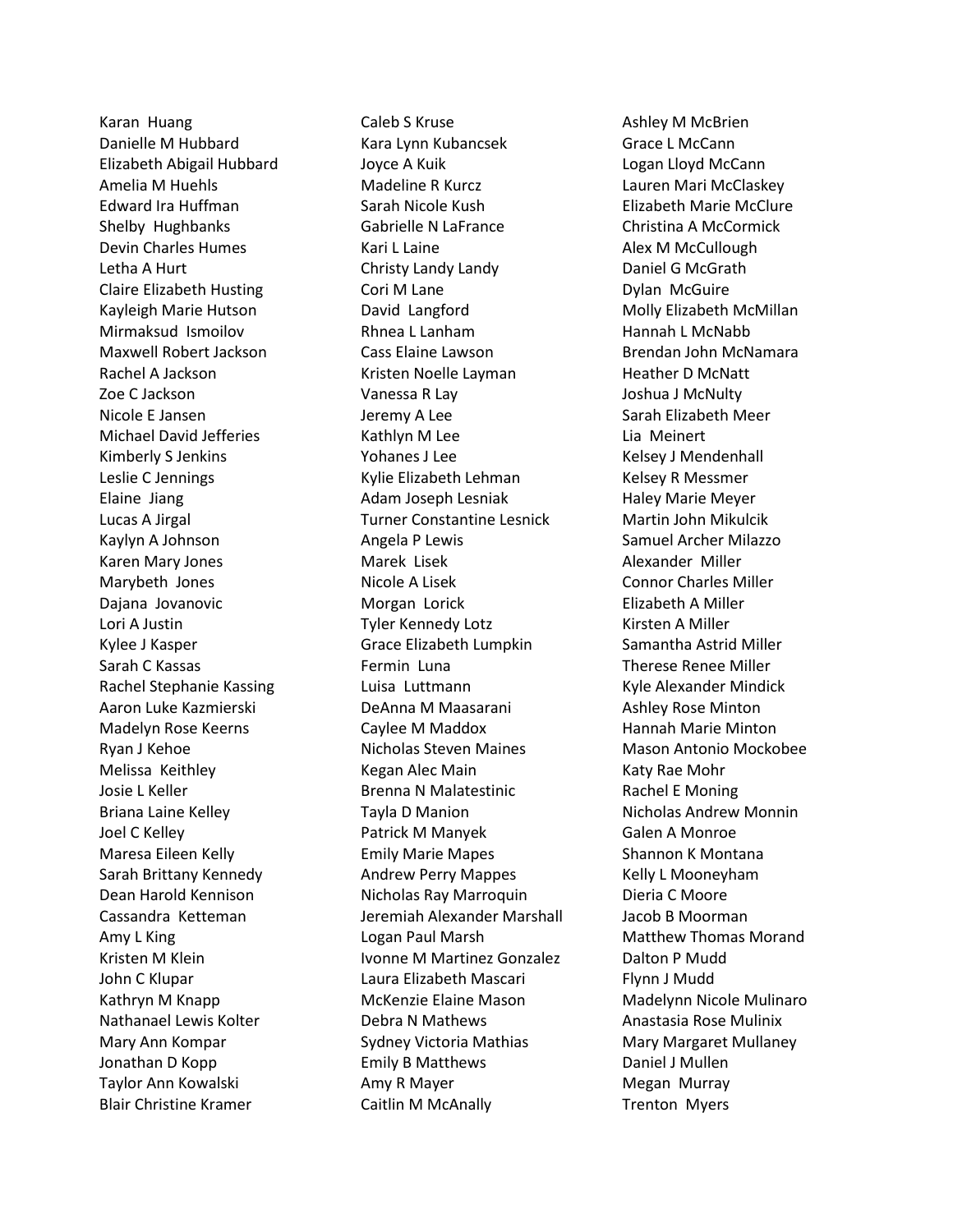Karan Huang
Danielle M Hubbard
Elizabeth Abigail Hubbard
Amelia M Huehls
Edward Ira Huffman
Shelby Hughbanks
Devin Charles Humes
Letha A Hurt
Claire Elizabeth Husting
Kayleigh Marie Hutson
Mirmaksud Ismoilov
Maxwell Robert Jackson
Rachel A Jackson
Zoe C Jackson
Nicole E Jansen
Michael David Jefferies
Kimberly S Jenkins
Leslie C Jennings
Elaine Jiang
Lucas A Jirgal
Kaylyn A Johnson
Karen Mary Jones
Marybeth Jones
Dajana Jovanovic
Lori A Justin
Kylee J Kasper
Sarah C Kassas
Rachel Stephanie Kassing
Aaron Luke Kazmierski
Madelyn Rose Keerns
Ryan J Kehoe
Melissa Keithley
Josie L Keller
Briana Laine Kelley
Joel C Kelley
Maresa Eileen Kelly
Sarah Brittany Kennedy
Dean Harold Kennison
Cassandra Ketteman
Amy L King
Kristen M Klein
John C Klupar
Kathryn M Knapp
Nathanael Lewis Kolter
Mary Ann Kompar
Jonathan D Kopp
Taylor Ann Kowalski
Blair Christine Kramer
Caleb S Kruse
Kara Lynn Kubancsek
Joyce A Kuik
Madeline R Kurcz
Sarah Nicole Kush
Gabrielle N LaFrance
Kari L Laine
Christy Landy Landy
Cori M Lane
David Langford
Rhnea L Lanham
Cass Elaine Lawson
Kristen Noelle Layman
Vanessa R Lay
Jeremy A Lee
Kathlyn M Lee
Yohanes J Lee
Kylie Elizabeth Lehman
Adam Joseph Lesniak
Turner Constantine Lesnick
Angela P Lewis
Marek Lisek
Nicole A Lisek
Morgan Lorick
Tyler Kennedy Lotz
Grace Elizabeth Lumpkin
Fermin Luna
Luisa Luttmann
DeAnna M Maasarani
Caylee M Maddox
Nicholas Steven Maines
Kegan Alec Main
Brenna N Malatestinic
Tayla D Manion
Patrick M Manyek
Emily Marie Mapes
Andrew Perry Mappes
Nicholas Ray Marroquin
Jeremiah Alexander Marshall
Logan Paul Marsh
Ivonne M Martinez Gonzalez
Laura Elizabeth Mascari
McKenzie Elaine Mason
Debra N Mathews
Sydney Victoria Mathias
Emily B Matthews
Amy R Mayer
Caitlin M McAnally
Ashley M McBrien
Grace L McCann
Logan Lloyd McCann
Lauren Mari McClaskey
Elizabeth Marie McClure
Christina A McCormick
Alex M McCullough
Daniel G McGrath
Dylan McGuire
Molly Elizabeth McMillan
Hannah L McNabb
Brendan John McNamara
Heather D McNatt
Joshua J McNulty
Sarah Elizabeth Meer
Lia Meinert
Kelsey J Mendenhall
Kelsey R Messmer
Haley Marie Meyer
Martin John Mikulcik
Samuel Archer Milazzo
Alexander Miller
Connor Charles Miller
Elizabeth A Miller
Kirsten A Miller
Samantha Astrid Miller
Therese Renee Miller
Kyle Alexander Mindick
Ashley Rose Minton
Hannah Marie Minton
Mason Antonio Mockobee
Katy Rae Mohr
Rachel E Moning
Nicholas Andrew Monnin
Galen A Monroe
Shannon K Montana
Kelly L Mooneyham
Dieria C Moore
Jacob B Moorman
Matthew Thomas Morand
Dalton P Mudd
Flynn J Mudd
Madelynn Nicole Mulinaro
Anastasia Rose Mulinix
Mary Margaret Mullaney
Daniel J Mullen
Megan Murray
Trenton Myers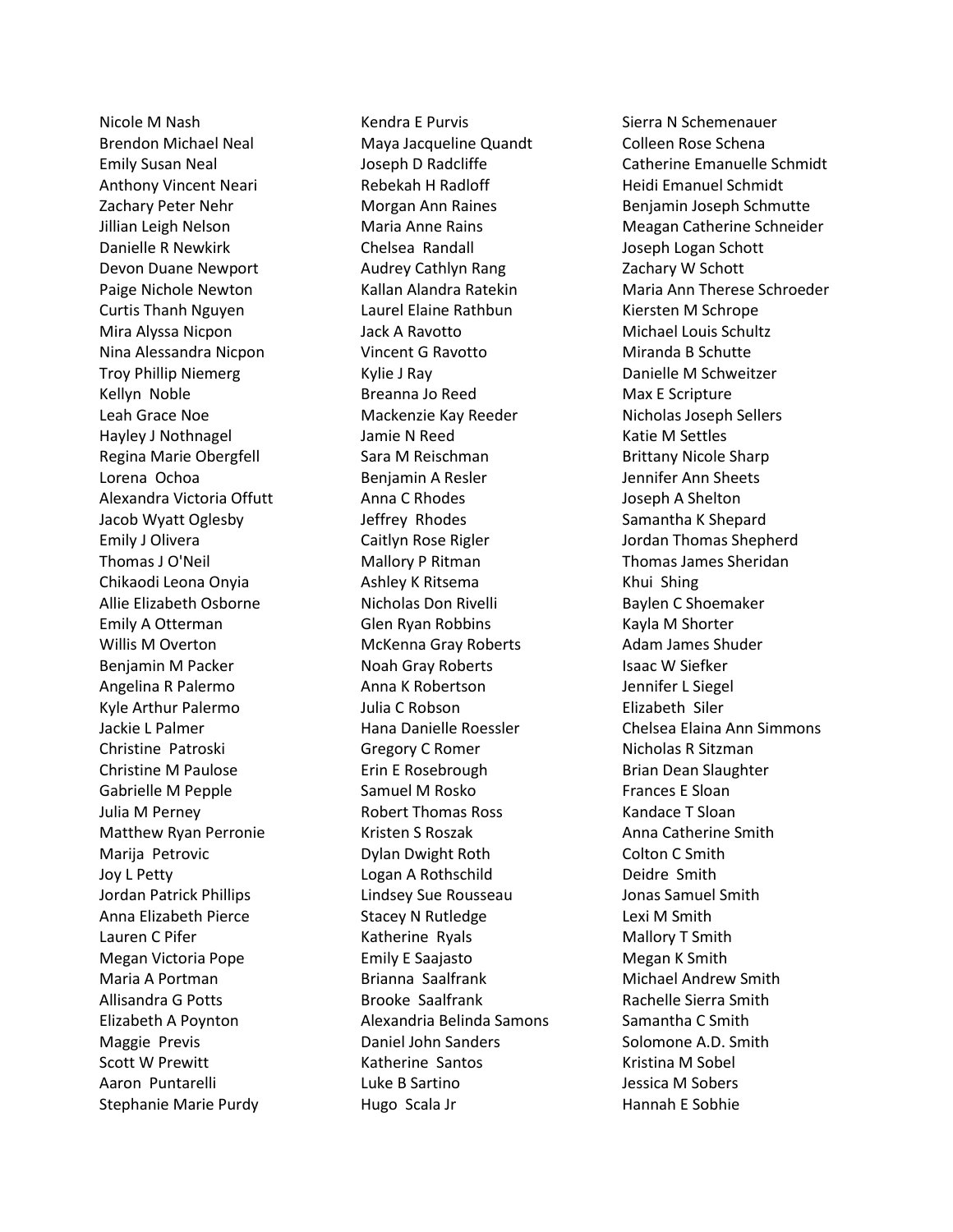Nicole M Nash
Brendon Michael Neal
Emily Susan Neal
Anthony Vincent Neari
Zachary Peter Nehr
Jillian Leigh Nelson
Danielle R Newkirk
Devon Duane Newport
Paige Nichole Newton
Curtis Thanh Nguyen
Mira Alyssa Nicpon
Nina Alessandra Nicpon
Troy Phillip Niemerg
Kellyn  Noble
Leah Grace Noe
Hayley J Nothnagel
Regina Marie Obergfell
Lorena  Ochoa
Alexandra Victoria Offutt
Jacob Wyatt Oglesby
Emily J Olivera
Thomas J O'Neil
Chikaodi Leona Onyia
Allie Elizabeth Osborne
Emily A Otterman
Willis M Overton
Benjamin M Packer
Angelina R Palermo
Kyle Arthur Palermo
Jackie L Palmer
Christine  Patroski
Christine M Paulose
Gabrielle M Pepple
Julia M Perney
Matthew Ryan Perronie
Marija  Petrovic
Joy L Petty
Jordan Patrick Phillips
Anna Elizabeth Pierce
Lauren C Pifer
Megan Victoria Pope
Maria A Portman
Allisandra G Potts
Elizabeth A Poynton
Maggie  Previs
Scott W Prewitt
Aaron  Puntarelli
Stephanie Marie Purdy
Kendra E Purvis
Maya Jacqueline Quandt
Joseph D Radcliffe
Rebekah H Radloff
Morgan Ann Raines
Maria Anne Rains
Chelsea  Randall
Audrey Cathlyn Rang
Kallan Alandra Ratekin
Laurel Elaine Rathbun
Jack A Ravotto
Vincent G Ravotto
Kylie J Ray
Breanna Jo Reed
Mackenzie Kay Reeder
Jamie N Reed
Sara M Reischman
Benjamin A Resler
Anna C Rhodes
Jeffrey  Rhodes
Caitlyn Rose Rigler
Mallory P Ritman
Ashley K Ritsema
Nicholas Don Rivelli
Glen Ryan Robbins
McKenna Gray Roberts
Noah Gray Roberts
Anna K Robertson
Julia C Robson
Hana Danielle Roessler
Gregory C Romer
Erin E Rosebrough
Samuel M Rosko
Robert Thomas Ross
Kristen S Roszak
Dylan Dwight Roth
Logan A Rothschild
Lindsey Sue Rousseau
Stacey N Rutledge
Katherine  Ryals
Emily E Saajasto
Brianna  Saalfrank
Brooke  Saalfrank
Alexandria Belinda Samons
Daniel John Sanders
Katherine  Santos
Luke B Sartino
Hugo  Scala Jr
Sierra N Schemenauer
Colleen Rose Schena
Catherine Emanuelle Schmidt
Heidi Emanuel Schmidt
Benjamin Joseph Schmutte
Meagan Catherine Schneider
Joseph Logan Schott
Zachary W Schott
Maria Ann Therese Schroeder
Kiersten M Schrope
Michael Louis Schultz
Miranda B Schutte
Danielle M Schweitzer
Max E Scripture
Nicholas Joseph Sellers
Katie M Settles
Brittany Nicole Sharp
Jennifer Ann Sheets
Joseph A Shelton
Samantha K Shepard
Jordan Thomas Shepherd
Thomas James Sheridan
Khui  Shing
Baylen C Shoemaker
Kayla M Shorter
Adam James Shuder
Isaac W Siefker
Jennifer L Siegel
Elizabeth  Siler
Chelsea Elaina Ann Simmons
Nicholas R Sitzman
Brian Dean Slaughter
Frances E Sloan
Kandace T Sloan
Anna Catherine Smith
Colton C Smith
Deidre  Smith
Jonas Samuel Smith
Lexi M Smith
Mallory T Smith
Megan K Smith
Michael Andrew Smith
Rachelle Sierra Smith
Samantha C Smith
Solomone A.D. Smith
Kristina M Sobel
Jessica M Sobers
Hannah E Sobhie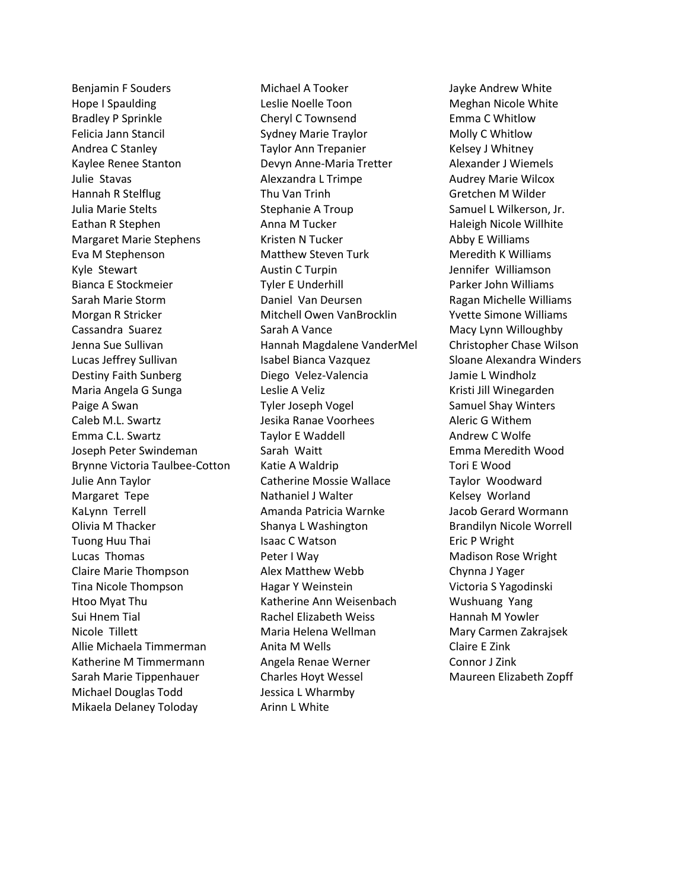Benjamin F Souders
Hope I Spaulding
Bradley P Sprinkle
Felicia Jann Stancil
Andrea C Stanley
Kaylee Renee Stanton
Julie  Stavas
Hannah R Stelflug
Julia Marie Stelts
Eathan R Stephen
Margaret Marie Stephens
Eva M Stephenson
Kyle  Stewart
Bianca E Stockmeier
Sarah Marie Storm
Morgan R Stricker
Cassandra  Suarez
Jenna Sue Sullivan
Lucas Jeffrey Sullivan
Destiny Faith Sunberg
Maria Angela G Sunga
Paige A Swan
Caleb M.L. Swartz
Emma C.L. Swartz
Joseph Peter Swindeman
Brynne Victoria Taulbee-Cotton
Julie Ann Taylor
Margaret  Tepe
KaLynn  Terrell
Olivia M Thacker
Tuong Huu Thai
Lucas  Thomas
Claire Marie Thompson
Tina Nicole Thompson
Htoo Myat Thu
Sui Hnem Tial
Nicole  Tillett
Allie Michaela Timmerman
Katherine M Timmermann
Sarah Marie Tippenhauer
Michael Douglas Todd
Mikaela Delaney Toloday
Michael A Tooker
Leslie Noelle Toon
Cheryl C Townsend
Sydney Marie Traylor
Taylor Ann Trepanier
Devyn Anne-Maria Tretter
Alexzandra L Trimpe
Thu Van Trinh
Stephanie A Troup
Anna M Tucker
Kristen N Tucker
Matthew Steven Turk
Austin C Turpin
Tyler E Underhill
Daniel  Van Deursen
Mitchell Owen VanBrocklin
Sarah A Vance
Hannah Magdalene VanderMel
Isabel Bianca Vazquez
Diego  Velez-Valencia
Leslie A Veliz
Tyler Joseph Vogel
Jesika Ranae Voorhees
Taylor E Waddell
Sarah  Waitt
Katie A Waldrip
Catherine Mossie Wallace
Nathaniel J Walter
Amanda Patricia Warnke
Shanya L Washington
Isaac C Watson
Peter I Way
Alex Matthew Webb
Hagar Y Weinstein
Katherine Ann Weisenbach
Rachel Elizabeth Weiss
Maria Helena Wellman
Anita M Wells
Angela Renae Werner
Charles Hoyt Wessel
Jessica L Wharmby
Arinn L White
Jayke Andrew White
Meghan Nicole White
Emma C Whitlow
Molly C Whitlow
Kelsey J Whitney
Alexander J Wiemels
Audrey Marie Wilcox
Gretchen M Wilder
Samuel L Wilkerson, Jr.
Haleigh Nicole Willhite
Abby E Williams
Meredith K Williams
Jennifer  Williamson
Parker John Williams
Ragan Michelle Williams
Yvette Simone Williams
Macy Lynn Willoughby
Christopher Chase Wilson
Sloane Alexandra Winders
Jamie L Windholz
Kristi Jill Winegarden
Samuel Shay Winters
Aleric G Withem
Andrew C Wolfe
Emma Meredith Wood
Tori E Wood
Taylor  Woodward
Kelsey  Worland
Jacob Gerard Wormann
Brandilyn Nicole Worrell
Eric P Wright
Madison Rose Wright
Chynna J Yager
Victoria S Yagodinski
Wushuang  Yang
Hannah M Yowler
Mary Carmen Zakrajsek
Claire E Zink
Connor J Zink
Maureen Elizabeth Zopff